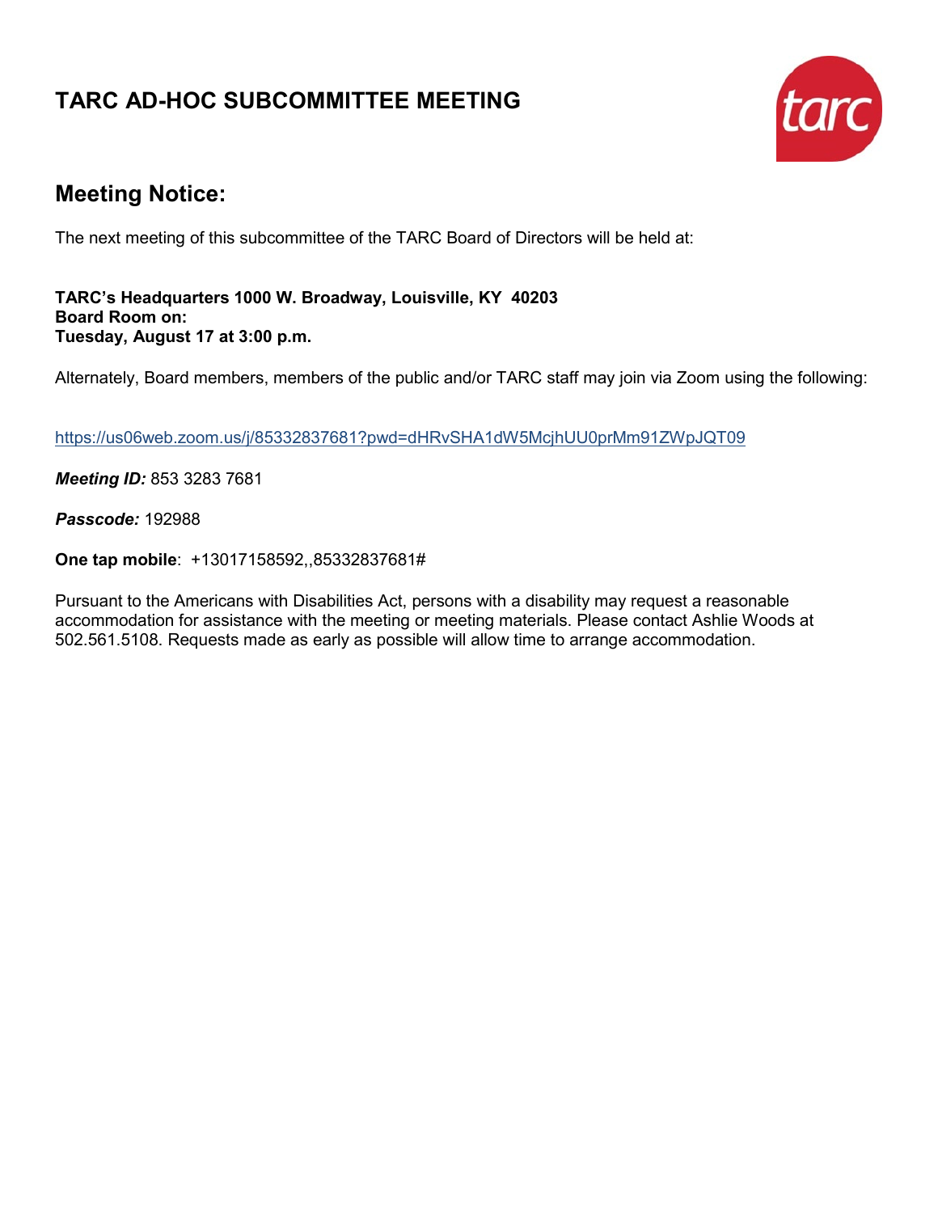# TARC AD-HOC SUBCOMMITTEE MEETING

## Meeting Notice:

The next meeting of this subcommittee of the TARC Board of Directors will be held at:

**TARC's Headquarters 1000 W. Broadway, Louisville, KY 40203**
**Board Room on:**
**Tuesday, August 17 at 3:00 p.m.**

Alternately, Board members, members of the public and/or TARC staff may join via Zoom using the following:

https://us06web.zoom.us/j/85332837681?pwd=dHRvSHA1dW5McjhUU0prMm91ZWpJQT09

***Meeting ID:*** 853 3283 7681

***Passcode:*** 192988

**One tap mobile**: +13017158592,,85332837681#

Pursuant to the Americans with Disabilities Act, persons with a disability may request a reasonable accommodation for assistance with the meeting or meeting materials. Please contact Ashlie Woods at 502.561.5108. Requests made as early as possible will allow time to arrange accommodation.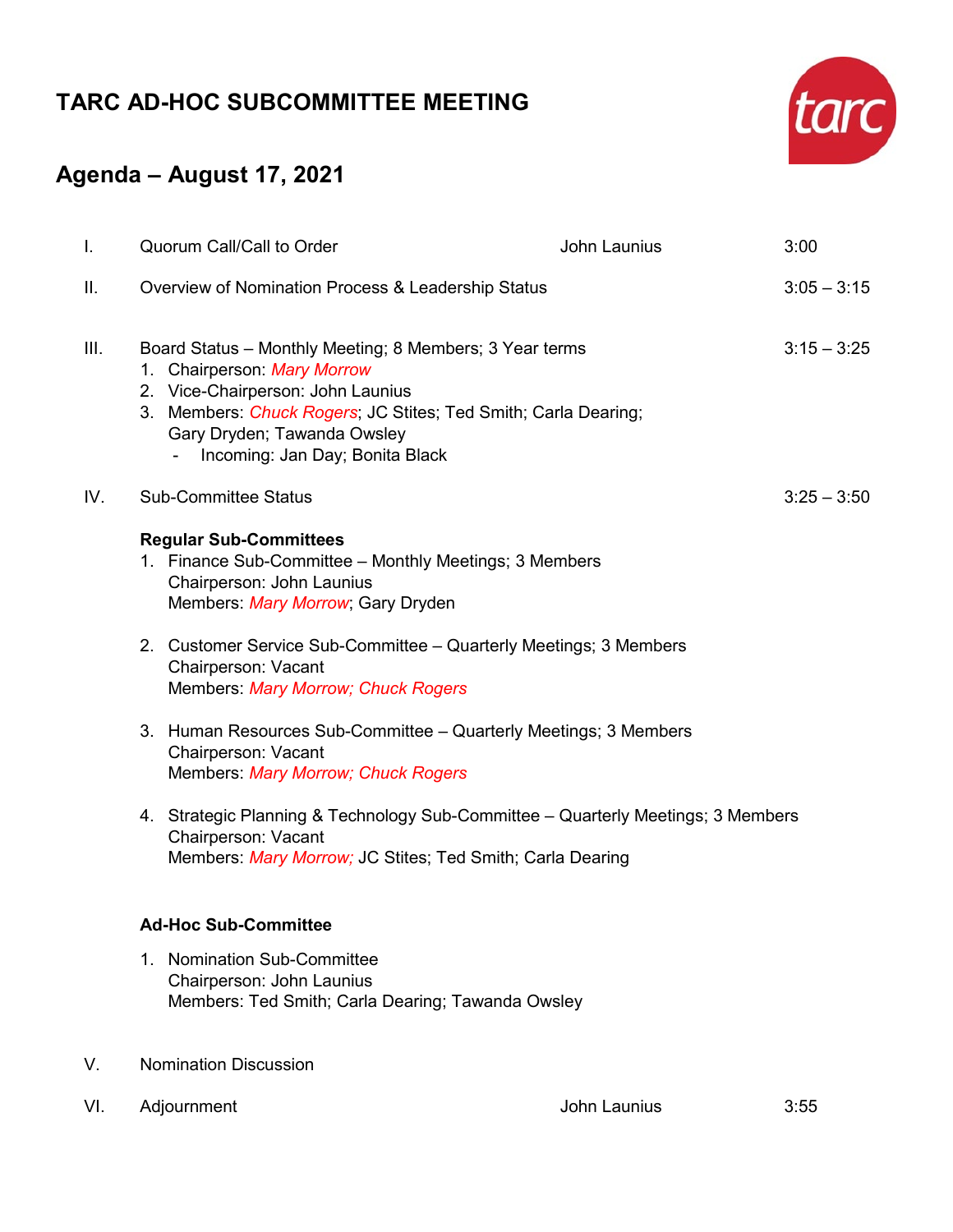# TARC AD-HOC SUBCOMMITTEE MEETING

## Agenda – August 17, 2021

| | | | |
|---|---|---|---|
| I. | Quorum Call/Call to Order | John Launius | 3:00 |
| II. | Overview of Nomination Process & Leadership Status | | 3:05 – 3:15 |
| III. | Board Status – Monthly Meeting; 8 Members; 3 Year terms | | 3:15 – 3:25 |

1. Chairperson: *Mary Morrow*
2. Vice-Chairperson: John Launius
3. Members: *Chuck Rogers*; JC Stites; Ted Smith; Carla Dearing; Gary Dryden; Tawanda Owsley
   - Incoming: Jan Day; Bonita Black

IV. Sub-Committee Status — 3:25 – 3:50

**Regular Sub-Committees**

1. Finance Sub-Committee – Monthly Meetings; 3 Members
   Chairperson: John Launius
   Members: *Mary Morrow*; Gary Dryden

2. Customer Service Sub-Committee – Quarterly Meetings; 3 Members
   Chairperson: Vacant
   Members: *Mary Morrow; Chuck Rogers*

3. Human Resources Sub-Committee – Quarterly Meetings; 3 Members
   Chairperson: Vacant
   Members: *Mary Morrow; Chuck Rogers*

4. Strategic Planning & Technology Sub-Committee – Quarterly Meetings; 3 Members
   Chairperson: Vacant
   Members: *Mary Morrow;* JC Stites; Ted Smith; Carla Dearing

**Ad-Hoc Sub-Committee**

1. Nomination Sub-Committee
   Chairperson: John Launius
   Members: Ted Smith; Carla Dearing; Tawanda Owsley

V. Nomination Discussion

VI. Adjournment — John Launius — 3:55